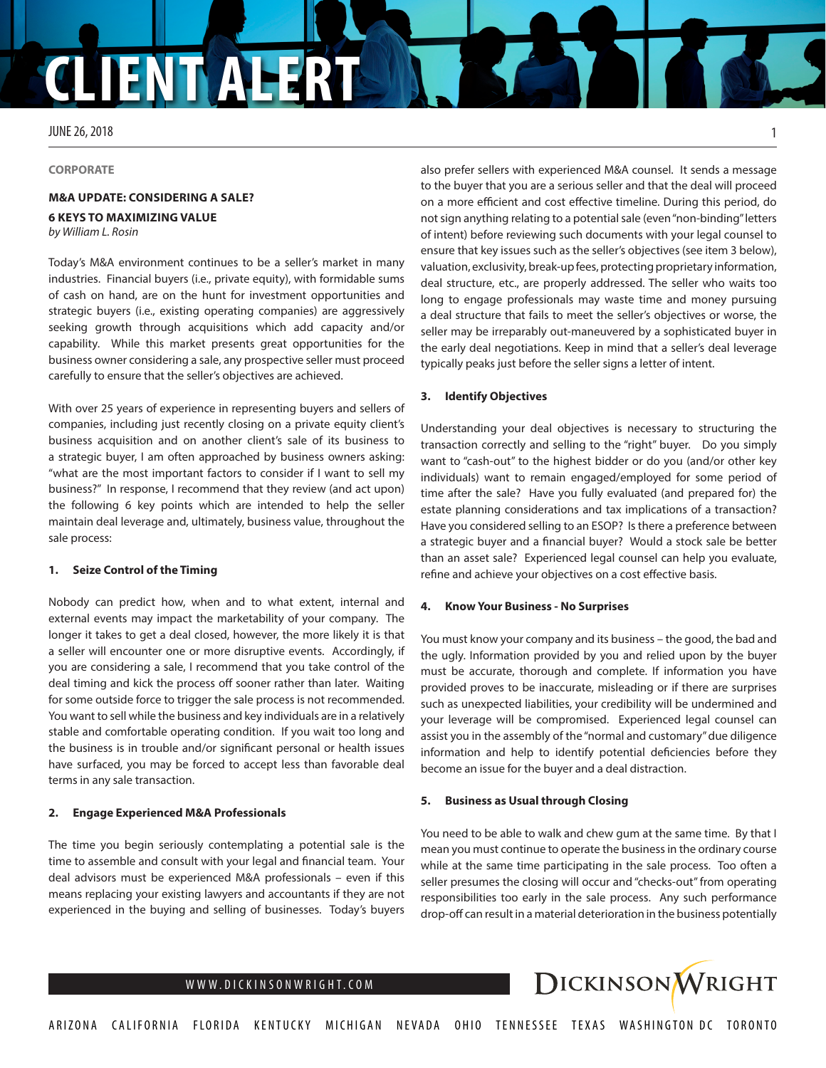# CLIENT ALERT

JUNE 26, 2018

**CORPORATE**

## M&A UPDATE: CONSIDERING A SALE? 6 KEYS TO MAXIMIZING VALUE

*by William L. Rosin*

Today's M&A environment continues to be a seller's market in many industries. Financial buyers (i.e., private equity), with formidable sums of cash on hand, are on the hunt for investment opportunities and strategic buyers (i.e., existing operating companies) are aggressively seeking growth through acquisitions which add capacity and/or capability. While this market presents great opportunities for the business owner considering a sale, any prospective seller must proceed carefully to ensure that the seller's objectives are achieved.

With over 25 years of experience in representing buyers and sellers of companies, including just recently closing on a private equity client's business acquisition and on another client's sale of its business to a strategic buyer, I am often approached by business owners asking: "what are the most important factors to consider if I want to sell my business?" In response, I recommend that they review (and act upon) the following 6 key points which are intended to help the seller maintain deal leverage and, ultimately, business value, throughout the sale process:

### 1. Seize Control of the Timing

Nobody can predict how, when and to what extent, internal and external events may impact the marketability of your company. The longer it takes to get a deal closed, however, the more likely it is that a seller will encounter one or more disruptive events. Accordingly, if you are considering a sale, I recommend that you take control of the deal timing and kick the process off sooner rather than later. Waiting for some outside force to trigger the sale process is not recommended. You want to sell while the business and key individuals are in a relatively stable and comfortable operating condition. If you wait too long and the business is in trouble and/or significant personal or health issues have surfaced, you may be forced to accept less than favorable deal terms in any sale transaction.

### 2. Engage Experienced M&A Professionals

The time you begin seriously contemplating a potential sale is the time to assemble and consult with your legal and financial team. Your deal advisors must be experienced M&A professionals – even if this means replacing your existing lawyers and accountants if they are not experienced in the buying and selling of businesses. Today's buyers also prefer sellers with experienced M&A counsel. It sends a message to the buyer that you are a serious seller and that the deal will proceed on a more efficient and cost effective timeline. During this period, do not sign anything relating to a potential sale (even "non-binding" letters of intent) before reviewing such documents with your legal counsel to ensure that key issues such as the seller's objectives (see item 3 below), valuation, exclusivity, break-up fees, protecting proprietary information, deal structure, etc., are properly addressed. The seller who waits too long to engage professionals may waste time and money pursuing a deal structure that fails to meet the seller's objectives or worse, the seller may be irreparably out-maneuvered by a sophisticated buyer in the early deal negotiations. Keep in mind that a seller's deal leverage typically peaks just before the seller signs a letter of intent.

### 3. Identify Objectives

Understanding your deal objectives is necessary to structuring the transaction correctly and selling to the "right" buyer. Do you simply want to "cash-out" to the highest bidder or do you (and/or other key individuals) want to remain engaged/employed for some period of time after the sale? Have you fully evaluated (and prepared for) the estate planning considerations and tax implications of a transaction? Have you considered selling to an ESOP? Is there a preference between a strategic buyer and a financial buyer? Would a stock sale be better than an asset sale? Experienced legal counsel can help you evaluate, refine and achieve your objectives on a cost effective basis.

### 4. Know Your Business - No Surprises

You must know your company and its business – the good, the bad and the ugly. Information provided by you and relied upon by the buyer must be accurate, thorough and complete. If information you have provided proves to be inaccurate, misleading or if there are surprises such as unexpected liabilities, your credibility will be undermined and your leverage will be compromised. Experienced legal counsel can assist you in the assembly of the "normal and customary" due diligence information and help to identify potential deficiencies before they become an issue for the buyer and a deal distraction.

### 5. Business as Usual through Closing

You need to be able to walk and chew gum at the same time. By that I mean you must continue to operate the business in the ordinary course while at the same time participating in the sale process. Too often a seller presumes the closing will occur and "checks-out" from operating responsibilities too early in the sale process. Any such performance drop-off can result in a material deterioration in the business potentially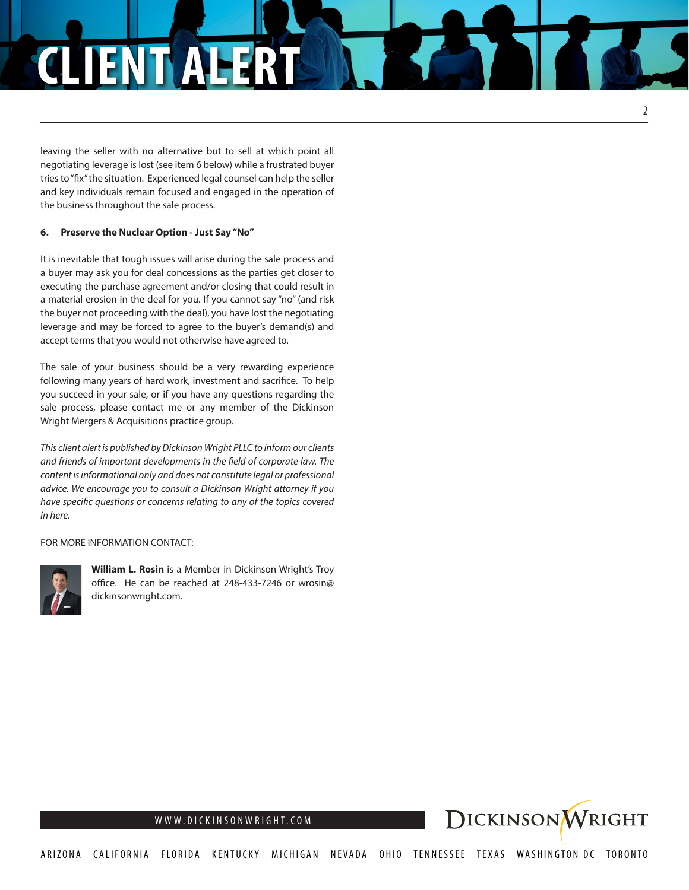leaving the seller with no alternative but to sell at which point all negotiating leverage is lost (see item 6 below) while a frustrated buyer tries to "fix" the situation. Experienced legal counsel can help the seller and key individuals remain focused and engaged in the operation of the business throughout the sale process.

**6. Preserve the Nuclear Option - Just Say "No"**

It is inevitable that tough issues will arise during the sale process and a buyer may ask you for deal concessions as the parties get closer to executing the purchase agreement and/or closing that could result in a material erosion in the deal for you. If you cannot say "no" (and risk the buyer not proceeding with the deal), you have lost the negotiating leverage and may be forced to agree to the buyer's demand(s) and accept terms that you would not otherwise have agreed to.

The sale of your business should be a very rewarding experience following many years of hard work, investment and sacrifice. To help you succeed in your sale, or if you have any questions regarding the sale process, please contact me or any member of the Dickinson Wright Mergers & Acquisitions practice group.

*This client alert is published by Dickinson Wright PLLC to inform our clients and friends of important developments in the field of corporate law. The content is informational only and does not constitute legal or professional advice. We encourage you to consult a Dickinson Wright attorney if you have specific questions or concerns relating to any of the topics covered in here.*

FOR MORE INFORMATION CONTACT:

**William L. Rosin** is a Member in Dickinson Wright's Troy office. He can be reached at 248-433-7246 or wrosin@dickinsonwright.com.